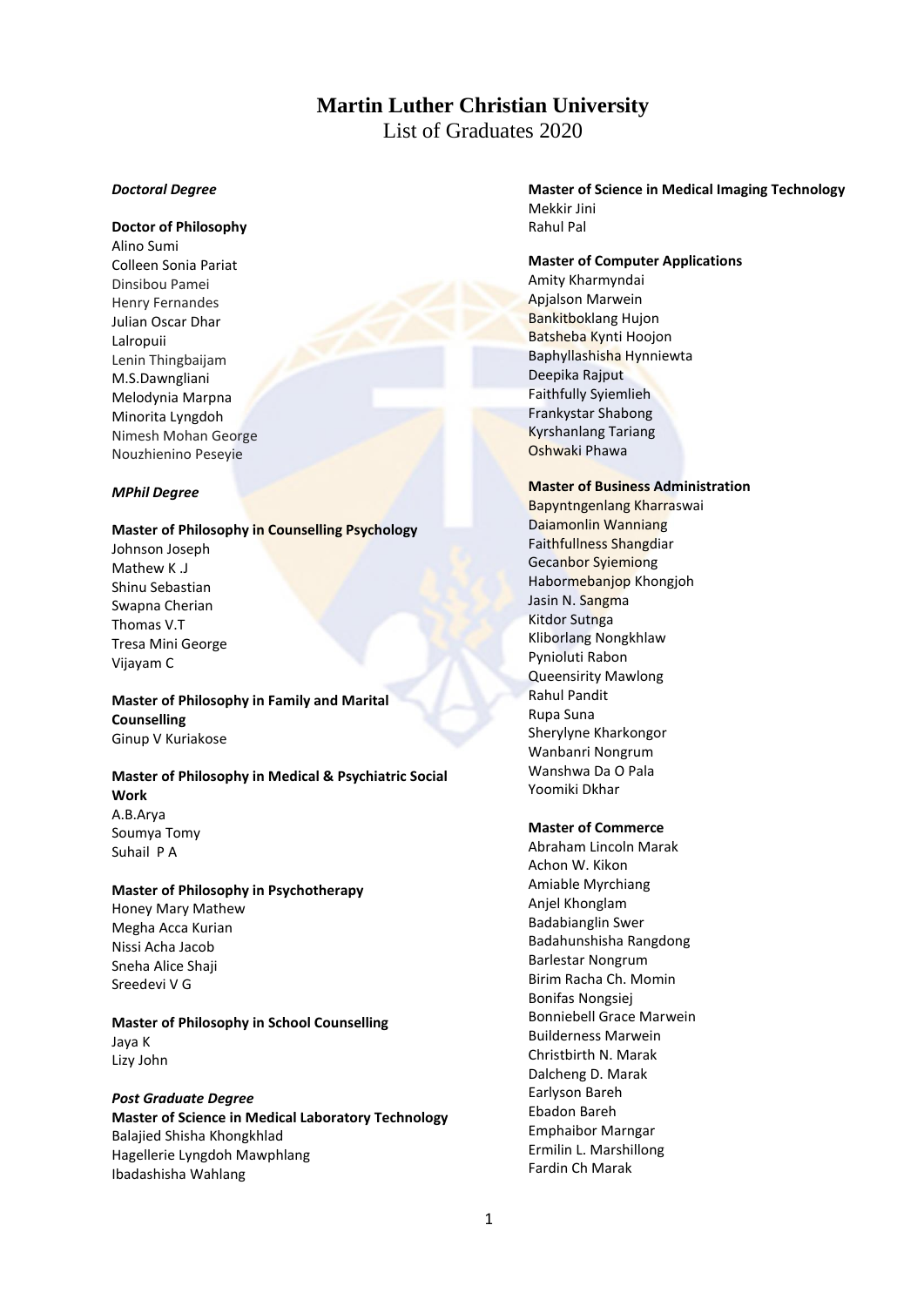# Martin Luther Christian University

List of Graduates 2020

***Doctoral Degree***

**Doctor of Philosophy**

Alino Sumi
Colleen Sonia Pariat
Dinsibou Pamei
Henry Fernandes
Julian Oscar Dhar
Lalropuii
Lenin Thingbaijam
M.S.Dawngliani
Melodynia Marpna
Minorita Lyngdoh
Nimesh Mohan George
Nouzhienino Peseyie

***MPhil Degree***

**Master of Philosophy in Counselling Psychology**

Johnson Joseph
Mathew K .J
Shinu Sebastian
Swapna Cherian
Thomas V.T
Tresa Mini George
Vijayam C

**Master of Philosophy in Family and Marital Counselling**

Ginup V Kuriakose

**Master of Philosophy in Medical & Psychiatric Social Work**

A.B.Arya
Soumya Tomy
Suhail P A

**Master of Philosophy in Psychotherapy**

Honey Mary Mathew
Megha Acca Kurian
Nissi Acha Jacob
Sneha Alice Shaji
Sreedevi V G

**Master of Philosophy in School Counselling**

Jaya K
Lizy John

***Post Graduate Degree***

**Master of Science in Medical Laboratory Technology**

Balajied Shisha Khongkhlad
Hagellerie Lyngdoh Mawphlang
Ibadashisha Wahlang

**Master of Science in Medical Imaging Technology**

Mekkir Jini
Rahul Pal

**Master of Computer Applications**

Amity Kharmyndai
Apjalson Marwein
Bankitboklang Hujon
Batsheba Kynti Hoojon
Baphyllashisha Hynniewta
Deepika Rajput
Faithfully Syiemlieh
Frankystar Shabong
Kyrshanlang Tariang
Oshwaki Phawa

**Master of Business Administration**

Bapyntngenlang Kharraswai
Daiamonlin Wanniang
Faithfullness Shangdiar
Gecanbor Syiemiong
Habormebanjop Khongjoh
Jasin N. Sangma
Kitdor Sutnga
Kliborlang Nongkhlaw
Pynioluti Rabon
Queensirity Mawlong
Rahul Pandit
Rupa Suna
Sherylyne Kharkongor
Wanbanri Nongrum
Wanshwa Da O Pala
Yoomiki Dkhar

**Master of Commerce**

Abraham Lincoln Marak
Achon W. Kikon
Amiable Myrchiang
Anjel Khonglam
Badabianglin Swer
Badahunshisha Rangdong
Barlestar Nongrum
Birim Racha Ch. Momin
Bonifas Nongsiej
Bonniebell Grace Marwein
Builderness Marwein
Christbirth N. Marak
Dalcheng D. Marak
Earlyson Bareh
Ebadon Bareh
Emphaibor Marngar
Ermilin L. Marshillong
Fardin Ch Marak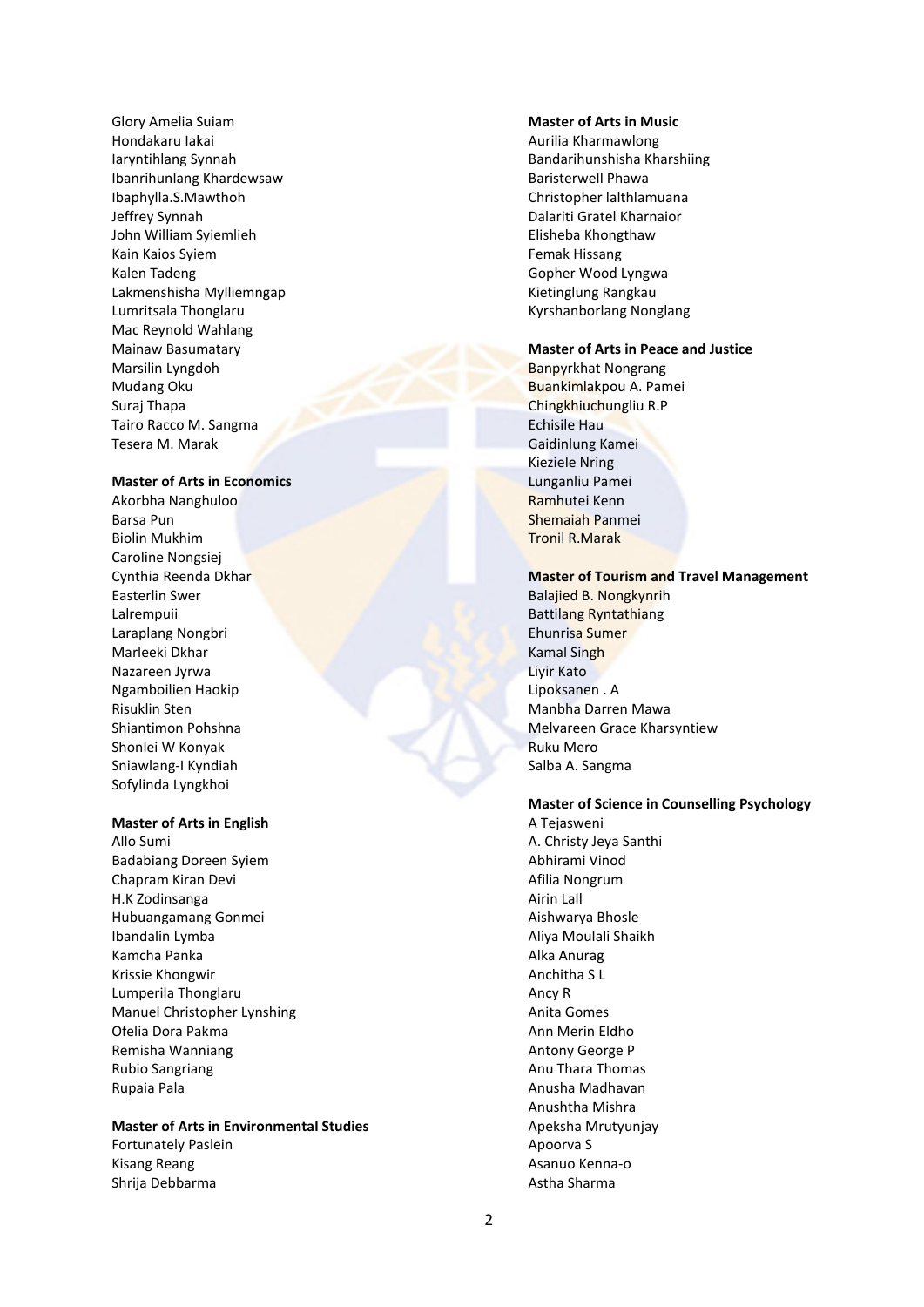Glory Amelia Suiam
Hondakaru Iakai
Iaryntihlang Synnah
Ibanrihunlang Khardewsaw
Ibaphylla.S.Mawthoh
Jeffrey Synnah
John William Syiemlieh
Kain Kaios Syiem
Kalen Tadeng
Lakmenshisha Mylliemngap
Lumritsala Thonglaru
Mac Reynold Wahlang
Mainaw Basumatary
Marsilin Lyngdoh
Mudang Oku
Suraj Thapa
Tairo Racco M. Sangma
Tesera M. Marak

**Master of Arts in Economics**

Akorbha Nanghuloo
Barsa Pun
Biolin Mukhim
Caroline Nongsiej
Cynthia Reenda Dkhar
Easterlin Swer
Lalrempuii
Laraplang Nongbri
Marleeki Dkhar
Nazareen Jyrwa
Ngamboilien Haokip
Risuklin Sten
Shiantimon Pohshna
Shonlei W Konyak
Sniawlang-I Kyndiah
Sofylinda Lyngkhoi

**Master of Arts in English**

Allo Sumi
Badabiang Doreen Syiem
Chapram Kiran Devi
H.K Zodinsanga
Hubuangamang Gonmei
Ibandalin Lymba
Kamcha Panka
Krissie Khongwir
Lumperila Thonglaru
Manuel Christopher Lynshing
Ofelia Dora Pakma
Remisha Wanniang
Rubio Sangriang
Rupaia Pala

**Master of Arts in Environmental Studies**

Fortunately Paslein
Kisang Reang
Shrija Debbarma

**Master of Arts in Music**

Aurilia Kharmawlong
Bandarihunshisha Kharshiing
Baristerwell Phawa
Christopher lalthlamuana
Dalariti Gratel Kharnaior
Elisheba Khongthaw
Femak Hissang
Gopher Wood Lyngwa
Kietinglung Rangkau
Kyrshanborlang Nonglang

**Master of Arts in Peace and Justice**

Banpyrkhat Nongrang
Buankimlakpou A. Pamei
Chingkhiuchungliu R.P
Echisile Hau
Gaidinlung Kamei
Kieziele Nring
Lunganliu Pamei
Ramhutei Kenn
Shemaiah Panmei
Tronil R.Marak

**Master of Tourism and Travel Management**

Balajied B. Nongkynrih
Battilang Ryntathiang
Ehunrisa Sumer
Kamal Singh
Liyir Kato
Lipoksanen . A
Manbha Darren Mawa
Melvareen Grace Kharsyntiew
Ruku Mero
Salba A. Sangma

**Master of Science in Counselling Psychology**

A Tejasweni
A. Christy Jeya Santhi
Abhirami Vinod
Afilia Nongrum
Airin Lall
Aishwarya Bhosle
Aliya Moulali Shaikh
Alka Anurag
Anchitha S L
Ancy R
Anita Gomes
Ann Merin Eldho
Antony George P
Anu Thara Thomas
Anusha Madhavan
Anushtha Mishra
Apeksha Mrutyunjay
Apoorva S
Asanuo Kenna-o
Astha Sharma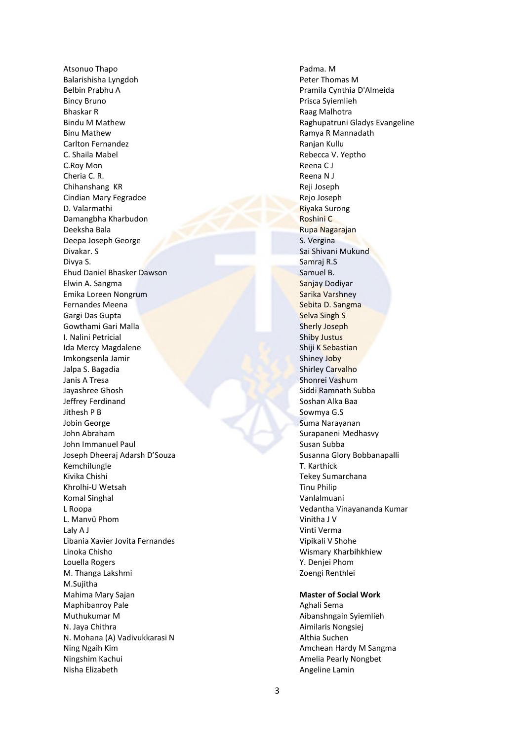Atsonuo Thapo
Balarishisha Lyngdoh
Belbin Prabhu A
Bincy Bruno
Bhaskar R
Bindu M Mathew
Binu Mathew
Carlton Fernandez
C. Shaila Mabel
C.Roy Mon
Cheria C. R.
Chihanshang KR
Cindian Mary Fegradoe
D. Valarmathi
Damangbha Kharbudon
Deeksha Bala
Deepa Joseph George
Divakar. S
Divya S.
Ehud Daniel Bhasker Dawson
Elwin A. Sangma
Emika Loreen Nongrum
Fernandes Meena
Gargi Das Gupta
Gowthami Gari Malla
I. Nalini Petricial
Ida Mercy Magdalene
Imkongsenla Jamir
Jalpa S. Bagadia
Janis A Tresa
Jayashree Ghosh
Jeffrey Ferdinand
Jithesh P B
Jobin George
John Abraham
John Immanuel Paul
Joseph Dheeraj Adarsh D'Souza
Kemchilungle
Kivika Chishi
Khrolhi-U Wetsah
Komal Singhal
L Roopa
L. Manvü Phom
Laly A J
Libania Xavier Jovita Fernandes
Linoka Chisho
Louella Rogers
M. Thanga Lakshmi
M.Sujitha
Mahima Mary Sajan
Maphibanroy Pale
Muthukumar M
N. Jaya Chithra
N. Mohana (A) Vadivukkarasi N
Ning Ngaih Kim
Ningshim Kachui
Nisha Elizabeth
Padma. M
Peter Thomas M
Pramila Cynthia D'Almeida
Prisca Syiemlieh
Raag Malhotra
Raghupatruni Gladys Evangeline
Ramya R Mannadath
Ranjan Kullu
Rebecca V. Yeptho
Reena C J
Reena N J
Reji Joseph
Rejo Joseph
Riyaka Surong
Roshini C
Rupa Nagarajan
S. Vergina
Sai Shivani Mukund
Samraj R.S
Samuel B.
Sanjay Dodiyar
Sarika Varshney
Sebita D. Sangma
Selva Singh S
Sherly Joseph
Shiby Justus
Shiji K Sebastian
Shiney Joby
Shirley Carvalho
Shonrei Vashum
Siddi Ramnath Subba
Soshan Alka Baa
Sowmya G.S
Suma Narayanan
Surapaneni Medhasvy
Susan Subba
Susanna Glory Bobbanapalli
T. Karthick
Tekey Sumarchana
Tinu Philip
Vanlalmuani
Vedantha Vinayananda Kumar
Vinitha J V
Vinti Verma
Vipikali V Shohe
Wismary Kharbihkhiew
Y. Denjei Phom
Zoengi Renthlei

**Master of Social Work**

Aghali Sema
Aibanshngain Syiemlieh
Aimilaris Nongsiej
Althia Suchen
Amchean Hardy M Sangma
Amelia Pearly Nongbet
Angeline Lamin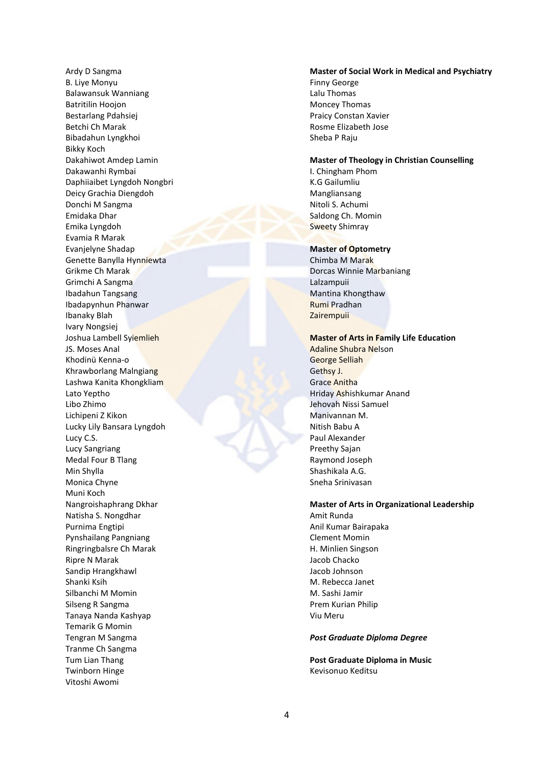Ardy D Sangma
B. Liye Monyu
Balawansuk Wanniang
Batritilin Hoojon
Bestarlang Pdahsiej
Betchi Ch Marak
Bibadahun Lyngkhoi
Bikky Koch
Dakahiwot Amdep Lamin
Dakawanhi Rymbai
Daphiiaibet Lyngdoh Nongbri
Deicy Grachia Diengdoh
Donchi M Sangma
Emidaka Dhar
Emika Lyngdoh
Evamia R Marak
Evanjelyne Shadap
Genette Banylla Hynniewta
Grikme Ch Marak
Grimchi A Sangma
Ibadahun Tangsang
Ibadapynhun Phanwar
Ibanaky Blah
Ivary Nongsiej
Joshua Lambell Syiemlieh
JS. Moses Anal
Khodinü Kenna-o
Khrawborlang Malngiang
Lashwa Kanita Khongkliam
Lato Yeptho
Libo Zhimo
Lichipeni Z Kikon
Lucky Lily Bansara Lyngdoh
Lucy C.S.
Lucy Sangriang
Medal Four B Tlang
Min Shylla
Monica Chyne
Muni Koch
Nangroishaphrang Dkhar
Natisha S. Nongdhar
Purnima Engtipi
Pynshailang Pangniang
Ringringbalsre Ch Marak
Ripre N Marak
Sandip Hrangkhawl
Shanki Ksih
Silbanchi M Momin
Silseng R Sangma
Tanaya Nanda Kashyap
Temarik G Momin
Tengran M Sangma
Tranme Ch Sangma
Tum Lian Thang
Twinborn Hinge
Vitoshi Awomi

**Master of Social Work in Medical and Psychiatry**

Finny George
Lalu Thomas
Moncey Thomas
Praicy Constan Xavier
Rosme Elizabeth Jose
Sheba P Raju

**Master of Theology in Christian Counselling**

I. Chingham Phom
K.G Gailumliu
Mangliansang
Nitoli S. Achumi
Saldong Ch. Momin
Sweety Shimray

**Master of Optometry**

Chimba M Marak
Dorcas Winnie Marbaniang
Lalzampuii
Mantina Khongthaw
Rumi Pradhan
Zairempuii

**Master of Arts in Family Life Education**

Adaline Shubra Nelson
George Selliah
Gethsy J.
Grace Anitha
Hriday Ashishkumar Anand
Jehovah Nissi Samuel
Manivannan M.
Nitish Babu A
Paul Alexander
Preethy Sajan
Raymond Joseph
Shashikala A.G.
Sneha Srinivasan

**Master of Arts in Organizational Leadership**

Amit Runda
Anil Kumar Bairapaka
Clement Momin
H. Minlien Singson
Jacob Chacko
Jacob Johnson
M. Rebecca Janet
M. Sashi Jamir
Prem Kurian Philip
Viu Meru

***Post Graduate Diploma Degree***

**Post Graduate Diploma in Music**

Kevisonuo Keditsu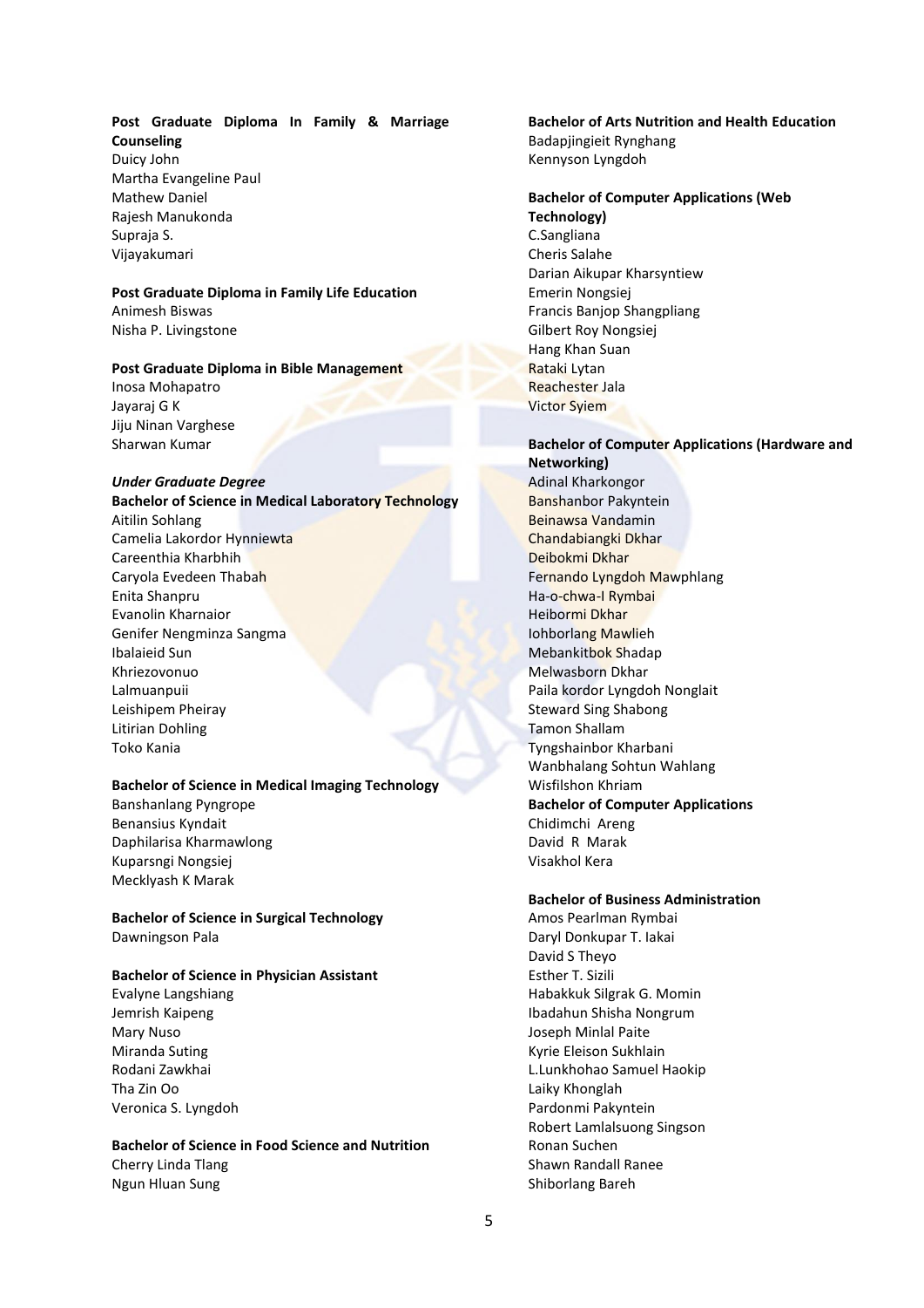**Post Graduate Diploma In Family & Marriage Counseling**

Duicy John
Martha Evangeline Paul
Mathew Daniel
Rajesh Manukonda
Supraja S.
Vijayakumari

**Post Graduate Diploma in Family Life Education**

Animesh Biswas
Nisha P. Livingstone

**Post Graduate Diploma in Bible Management**

Inosa Mohapatro
Jayaraj G K
Jiju Ninan Varghese
Sharwan Kumar

***Under Graduate Degree***

**Bachelor of Science in Medical Laboratory Technology**

Aitilin Sohlang
Camelia Lakordor Hynniewta
Careenthia Kharbhih
Caryola Evedeen Thabah
Enita Shanpru
Evanolin Kharnaior
Genifer Nengminza Sangma
Ibalaieid Sun
Khriezovonuo
Lalmuanpuii
Leishipem Pheiray
Litirian Dohling
Toko Kania

**Bachelor of Science in Medical Imaging Technology**

Banshanlang Pyngrope
Benansius Kyndait
Daphilarisa Kharmawlong
Kuparsngi Nongsiej
Mecklyash K Marak

**Bachelor of Science in Surgical Technology**

Dawningson Pala

**Bachelor of Science in Physician Assistant**

Evalyne Langshiang
Jemrish Kaipeng
Mary Nuso
Miranda Suting
Rodani Zawkhai
Tha Zin Oo
Veronica S. Lyngdoh

**Bachelor of Science in Food Science and Nutrition**

Cherry Linda Tlang
Ngun Hluan Sung

**Bachelor of Arts Nutrition and Health Education**

Badapjingieit Rynghang
Kennyson Lyngdoh

**Bachelor of Computer Applications (Web Technology)**

C.Sangliana
Cheris Salahe
Darian Aikupar Kharsyntiew
Emerin Nongsiej
Francis Banjop Shangpliang
Gilbert Roy Nongsiej
Hang Khan Suan
Rataki Lytan
Reachester Jala
Victor Syiem

**Bachelor of Computer Applications (Hardware and Networking)**

Adinal Kharkongor
Banshanbor Pakyntein
Beinawsa Vandamin
Chandabiangki Dkhar
Deibokmi Dkhar
Fernando Lyngdoh Mawphlang
Ha-o-chwa-I Rymbai
Heibormi Dkhar
Iohborlang Mawlieh
Mebankitbok Shadap
Melwasborn Dkhar
Paila kordor Lyngdoh Nonglait
Steward Sing Shabong
Tamon Shallam
Tyngshainbor Kharbani
Wanbhalang Sohtun Wahlang
Wisfilshon Khriam

**Bachelor of Computer Applications**

Chidimchi Areng
David R Marak
Visakhol Kera

**Bachelor of Business Administration**

Amos Pearlman Rymbai
Daryl Donkupar T. Iakai
David S Theyo
Esther T. Sizili
Habakkuk Silgrak G. Momin
Ibadahun Shisha Nongrum
Joseph Minlal Paite
Kyrie Eleison Sukhlain
L.Lunkhohao Samuel Haokip
Laiky Khonglah
Pardonmi Pakyntein
Robert Lamlalsuong Singson
Ronan Suchen
Shawn Randall Ranee
Shiborlang Bareh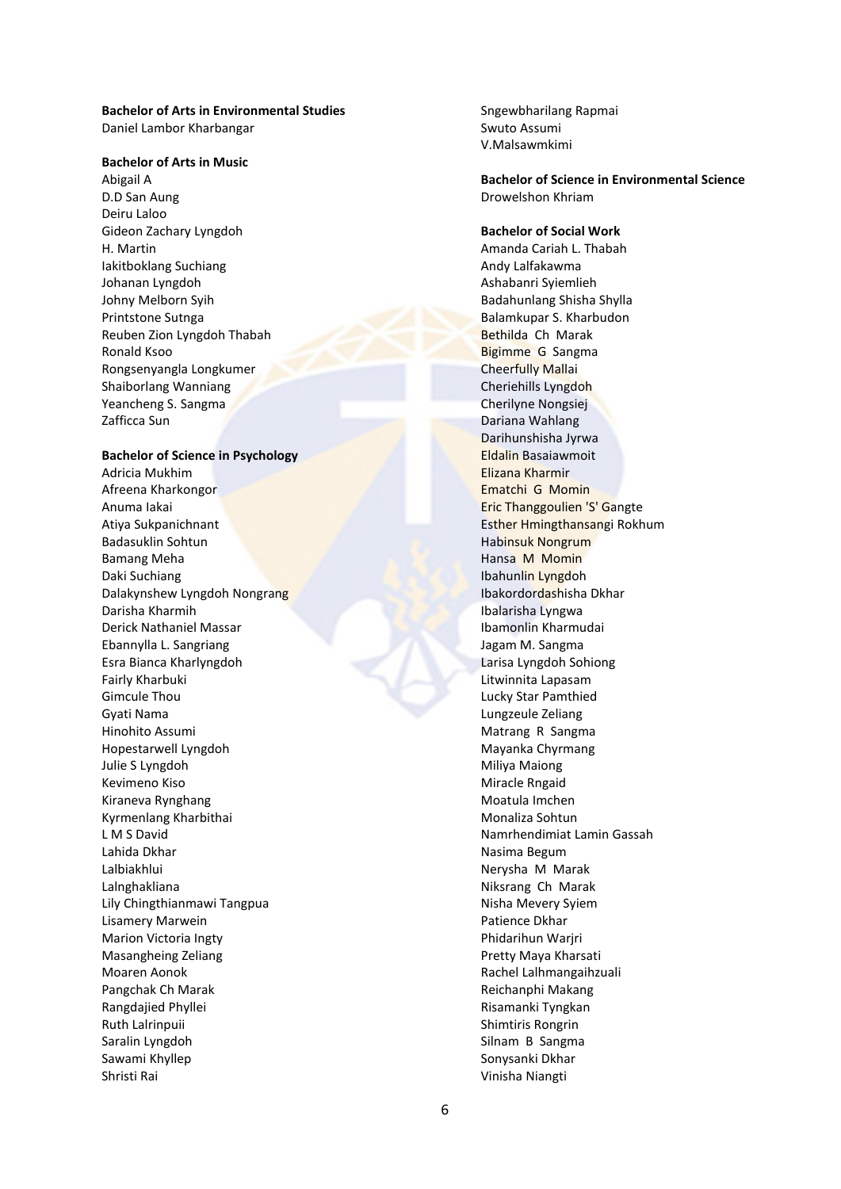**Bachelor of Arts in Environmental Studies**

Daniel Lambor Kharbangar

**Bachelor of Arts in Music**

Abigail A
D.D San Aung
Deiru Laloo
Gideon Zachary Lyngdoh
H. Martin
Iakitboklang Suchiang
Johanan Lyngdoh
Johny Melborn Syih
Printstone Sutnga
Reuben Zion Lyngdoh Thabah
Ronald Ksoo
Rongsenyangla Longkumer
Shaiborlang Wanniang
Yeancheng S. Sangma
Zafficca Sun

**Bachelor of Science in Psychology**

Adricia Mukhim
Afreena Kharkongor
Anuma Iakai
Atiya Sukpanichnant
Badasuklin Sohtun
Bamang Meha
Daki Suchiang
Dalakynshew Lyngdoh Nongrang
Darisha Kharmih
Derick Nathaniel Massar
Ebannylla L. Sangriang
Esra Bianca Kharlyngdoh
Fairly Kharbuki
Gimcule Thou
Gyati Nama
Hinohito Assumi
Hopestarwell Lyngdoh
Julie S Lyngdoh
Kevimeno Kiso
Kiraneva Rynghang
Kyrmenlang Kharbithai
L M S David
Lahida Dkhar
Lalbiakhlui
Lalnghakliana
Lily Chingthianmawi Tangpua
Lisamery Marwein
Marion Victoria Ingty
Masangheing Zeliang
Moaren Aonok
Pangchak Ch Marak
Rangdajied Phyllei
Ruth Lalrinpuii
Saralin Lyngdoh
Sawami Khyllep
Shristi Rai
Sngewbharilang Rapmai
Swuto Assumi
V.Malsawmkimi

**Bachelor of Science in Environmental Science**

Drowelshon Khriam

**Bachelor of Social Work**

Amanda Cariah L. Thabah
Andy Lalfakawma
Ashabanri Syiemlieh
Badahunlang Shisha Shylla
Balamkupar S. Kharbudon
Bethilda Ch Marak
Bigimme G Sangma
Cheerfully Mallai
Cheriehills Lyngdoh
Cherilyne Nongsiej
Dariana Wahlang
Darihunshisha Jyrwa
Eldalin Basaiawmoit
Elizana Kharmir
Ematchi G Momin
Eric Thanggoulien 'S' Gangte
Esther Hmingthansangi Rokhum
Habinsuk Nongrum
Hansa M Momin
Ibahunlin Lyngdoh
Ibakordordashisha Dkhar
Ibalarisha Lyngwa
Ibamonlin Kharmudai
Jagam M. Sangma
Larisa Lyngdoh Sohiong
Litwinnita Lapasam
Lucky Star Pamthied
Lungzeule Zeliang
Matrang R Sangma
Mayanka Chyrmang
Miliya Maiong
Miracle Rngaid
Moatula Imchen
Monaliza Sohtun
Namrhendimiat Lamin Gassah
Nasima Begum
Nerysha M Marak
Niksrang Ch Marak
Nisha Mevery Syiem
Patience Dkhar
Phidarihun Warjri
Pretty Maya Kharsati
Rachel Lalhmangaihzuali
Reichanphi Makang
Risamanki Tyngkan
Shimtiris Rongrin
Silnam B Sangma
Sonysanki Dkhar
Vinisha Niangti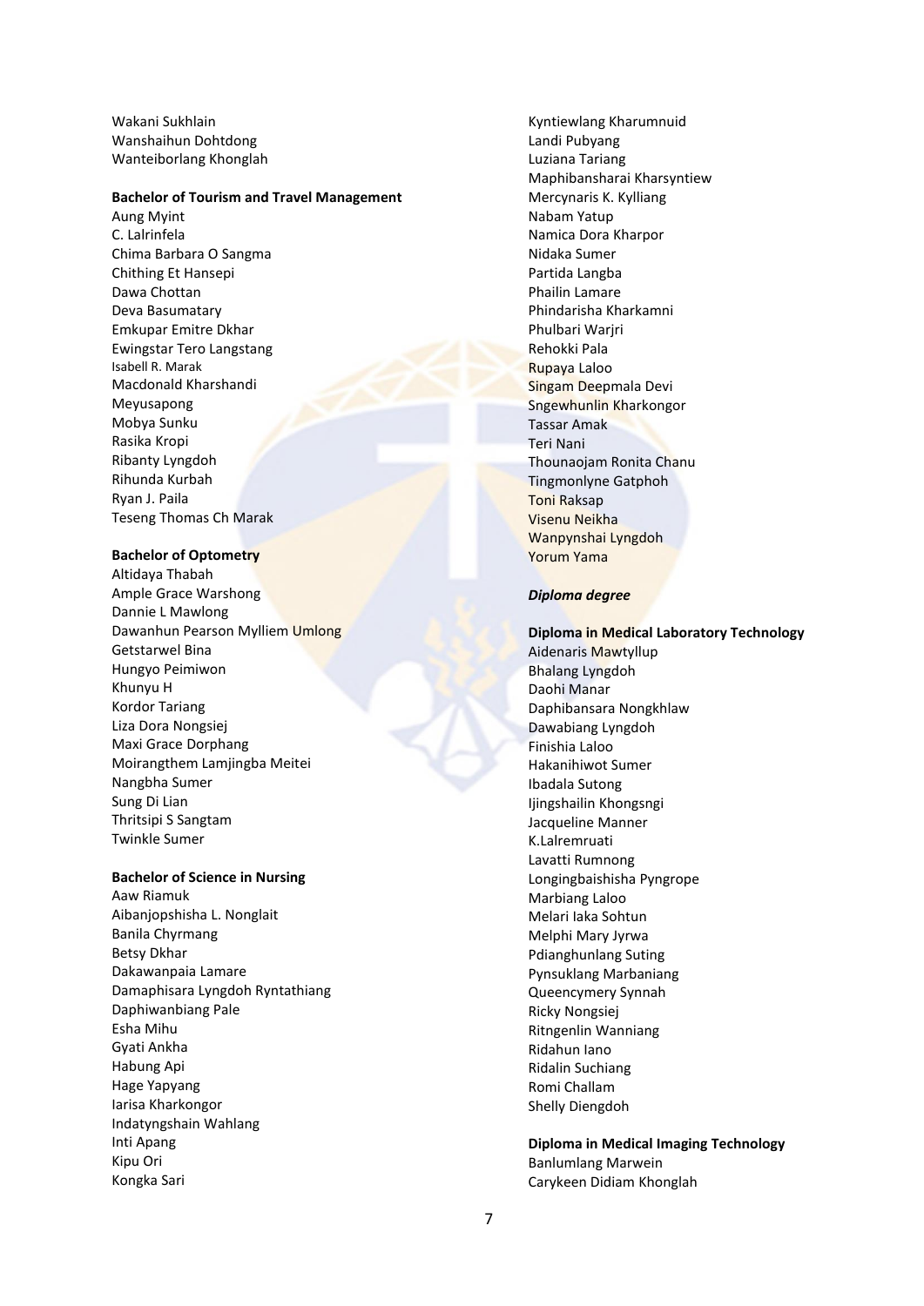Wakani Sukhlain
Wanshaihun Dohtdong
Wanteiborlang Khonglah

**Bachelor of Tourism and Travel Management**

Aung Myint
C. Lalrinfela
Chima Barbara O Sangma
Chithing Et Hansepi
Dawa Chottan
Deva Basumatary
Emkupar Emitre Dkhar
Ewingstar Tero Langstang
Isabell R. Marak
Macdonald Kharshandi
Meyusapong
Mobya Sunku
Rasika Kropi
Ribanty Lyngdoh
Rihunda Kurbah
Ryan J. Paila
Teseng Thomas Ch Marak

**Bachelor of Optometry**

Altidaya Thabah
Ample Grace Warshong
Dannie L Mawlong
Dawanhun Pearson Mylliem Umlong
Getstarwel Bina
Hungyo Peimiwon
Khunyu H
Kordor Tariang
Liza Dora Nongsiej
Maxi Grace Dorphang
Moirangthem Lamjingba Meitei
Nangbha Sumer
Sung Di Lian
Thritsipi S Sangtam
Twinkle Sumer

**Bachelor of Science in Nursing**

Aaw Riamuk
Aibanjopshisha L. Nonglait
Banila Chyrmang
Betsy Dkhar
Dakawanpaia Lamare
Damaphisara Lyngdoh Ryntathiang
Daphiwanbiang Pale
Esha Mihu
Gyati Ankha
Habung Api
Hage Yapyang
Iarisa Kharkongor
Indatyngshain Wahlang
Inti Apang
Kipu Ori
Kongka Sari
Kyntiewlang Kharumnuid
Landi Pubyang
Luziana Tariang
Maphibansharai Kharsyntiew
Mercynaris K. Kylliang
Nabam Yatup
Namica Dora Kharpor
Nidaka Sumer
Partida Langba
Phailin Lamare
Phindarisha Kharkamni
Phulbari Warjri
Rehokki Pala
Rupaya Laloo
Singam Deepmala Devi
Sngewhunlin Kharkongor
Tassar Amak
Teri Nani
Thounaojam Ronita Chanu
Tingmonlyne Gatphoh
Toni Raksap
Visenu Neikha
Wanpynshai Lyngdoh
Yorum Yama

***Diploma degree***

**Diploma in Medical Laboratory Technology**

Aidenaris Mawtyllup
Bhalang Lyngdoh
Daohi Manar
Daphibansara Nongkhlaw
Dawabiang Lyngdoh
Finishia Laloo
Hakanihiwot Sumer
Ibadala Sutong
Ijingshailin Khongsngi
Jacqueline Manner
K.Lalremruati
Lavatti Rumnong
Longingbaishisha Pyngrope
Marbiang Laloo
Melari Iaka Sohtun
Melphi Mary Jyrwa
Pdianghunlang Suting
Pynsuklang Marbaniang
Queencymery Synnah
Ricky Nongsiej
Ritngenlin Wanniang
Ridahun Iano
Ridalin Suchiang
Romi Challam
Shelly Diengdoh

**Diploma in Medical Imaging Technology**

Banlumlang Marwein
Carykeen Didiam Khonglah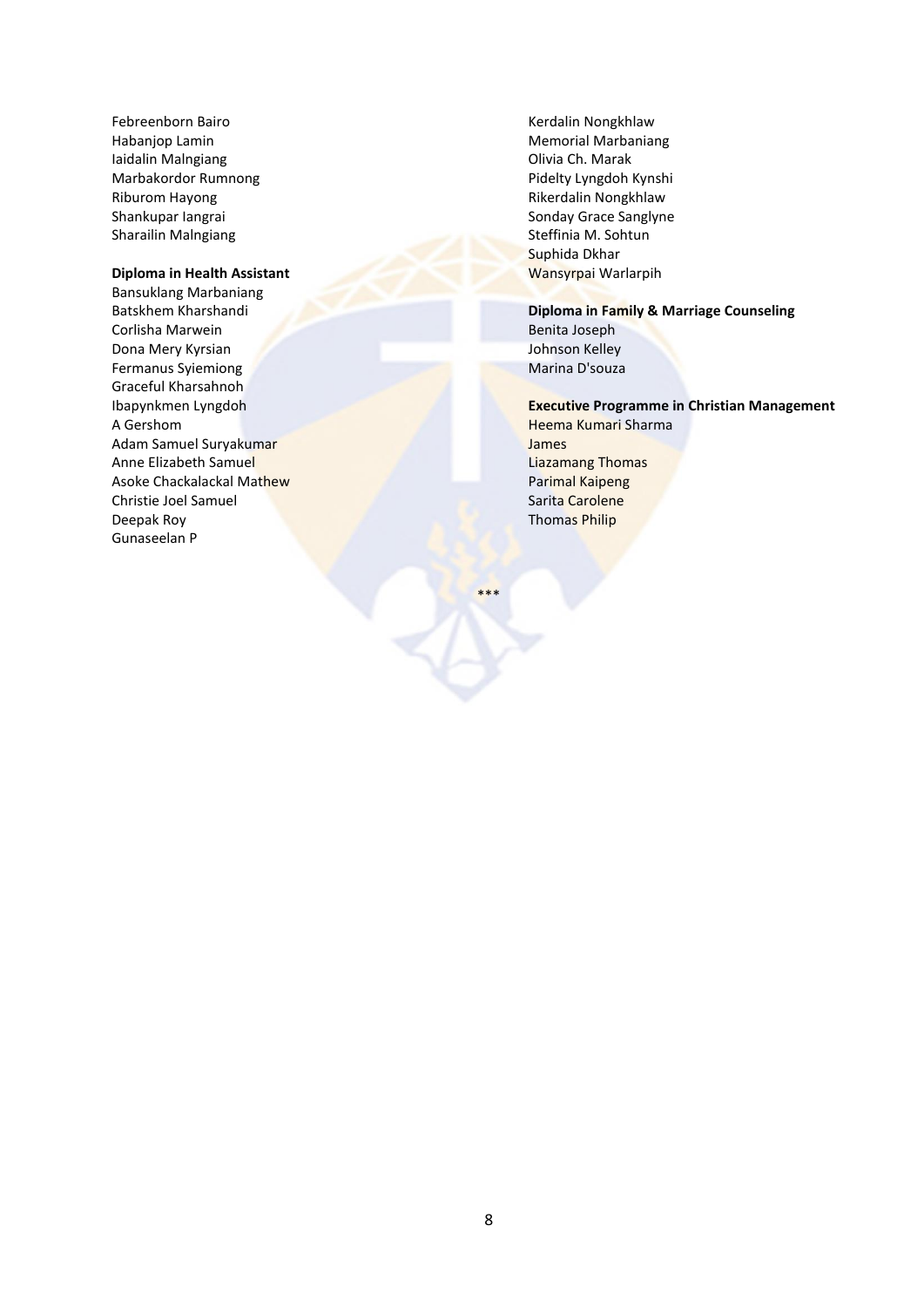Febreenborn Bairo
Habanjop Lamin
Iaidalin Malngiang
Marbakordor Rumnong
Riburom Hayong
Shankupar Iangrai
Sharailin Malngiang

**Diploma in Health Assistant**

Bansuklang Marbaniang
Batskhem Kharshandi
Corlisha Marwein
Dona Mery Kyrsian
Fermanus Syiemiong
Graceful Kharsahnoh
Ibapynkmen Lyngdoh
A Gershom
Adam Samuel Suryakumar
Anne Elizabeth Samuel
Asoke Chackalackal Mathew
Christie Joel Samuel
Deepak Roy
Gunaseelan P
Kerdalin Nongkhlaw
Memorial Marbaniang
Olivia Ch. Marak
Pidelty Lyngdoh Kynshi
Rikerdalin Nongkhlaw
Sonday Grace Sanglyne
Steffinia M. Sohtun
Suphida Dkhar
Wansyrpai Warlarpih

**Diploma in Family & Marriage Counseling**

Benita Joseph
Johnson Kelley
Marina D'souza

**Executive Programme in Christian Management**

Heema Kumari Sharma
James
Liazamang Thomas
Parimal Kaipeng
Sarita Carolene
Thomas Philip

***